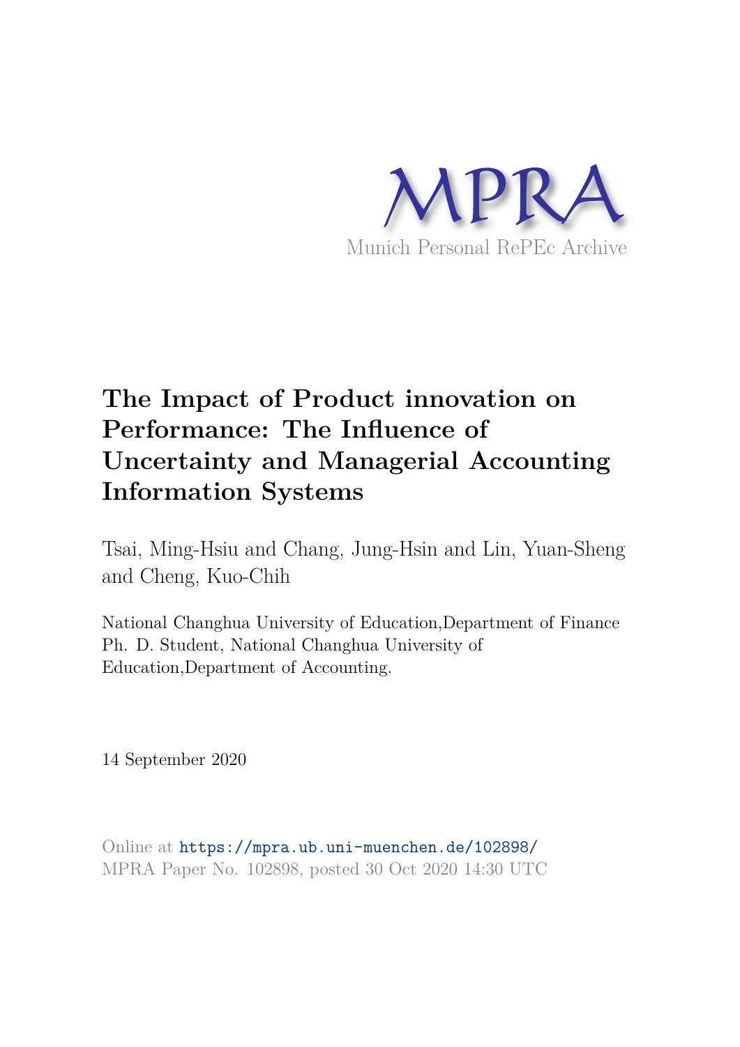MPRA

Munich Personal RePEc Archive

# The Impact of Product innovation on Performance: The Influence of Uncertainty and Managerial Accounting Information Systems

Tsai, Ming-Hsiu and Chang, Jung-Hsin and Lin, Yuan-Sheng and Cheng, Kuo-Chih

National Changhua University of Education,Department of Finance
Ph. D. Student, National Changhua University of Education,Department of Accounting.

14 September 2020

Online at https://mpra.ub.uni-muenchen.de/102898/
MPRA Paper No. 102898, posted 30 Oct 2020 14:30 UTC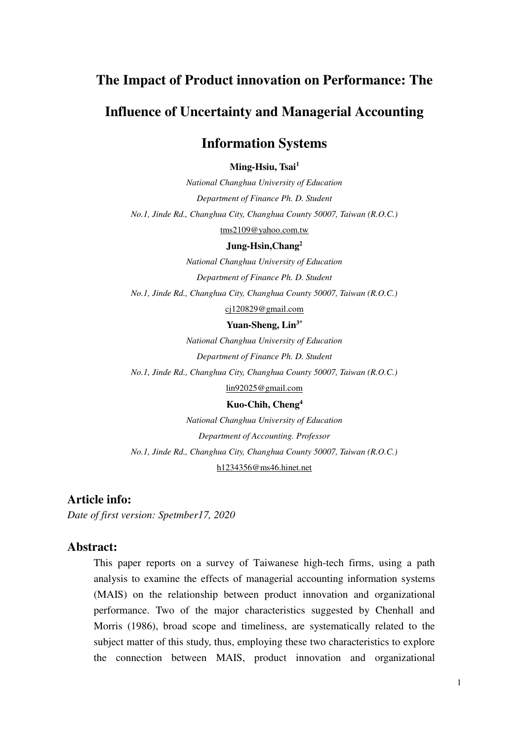# The Impact of Product innovation on Performance: The Influence of Uncertainty and Managerial Accounting Information Systems

**Ming-Hsiu, Tsai[1]**

*National Changhua University of Education*

*Department of Finance Ph. D. Student*

*No.1, Jinde Rd., Changhua City, Changhua County 50007, Taiwan (R.O.C.)*

tms2109@yahoo.com.tw

**Jung-Hsin,Chang[2]**

*National Changhua University of Education*

*Department of Finance Ph. D. Student*

*No.1, Jinde Rd., Changhua City, Changhua County 50007, Taiwan (R.O.C.)*

cj120829@gmail.com

**Yuan-Sheng, Lin[3*]**

*National Changhua University of Education*

*Department of Finance Ph. D. Student*

*No.1, Jinde Rd., Changhua City, Changhua County 50007, Taiwan (R.O.C.)*

lin92025@gmail.com

**Kuo-Chih, Cheng[4]**

*National Changhua University of Education*

*Department of Accounting. Professor*

*No.1, Jinde Rd., Changhua City, Changhua County 50007, Taiwan (R.O.C.)*

h1234356@ms46.hinet.net

## Article info:

*Date of first version: Spetmber17, 2020*

## Abstract:

This paper reports on a survey of Taiwanese high-tech firms, using a path analysis to examine the effects of managerial accounting information systems (MAIS) on the relationship between product innovation and organizational performance. Two of the major characteristics suggested by Chenhall and Morris (1986), broad scope and timeliness, are systematically related to the subject matter of this study, thus, employing these two characteristics to explore the connection between MAIS, product innovation and organizational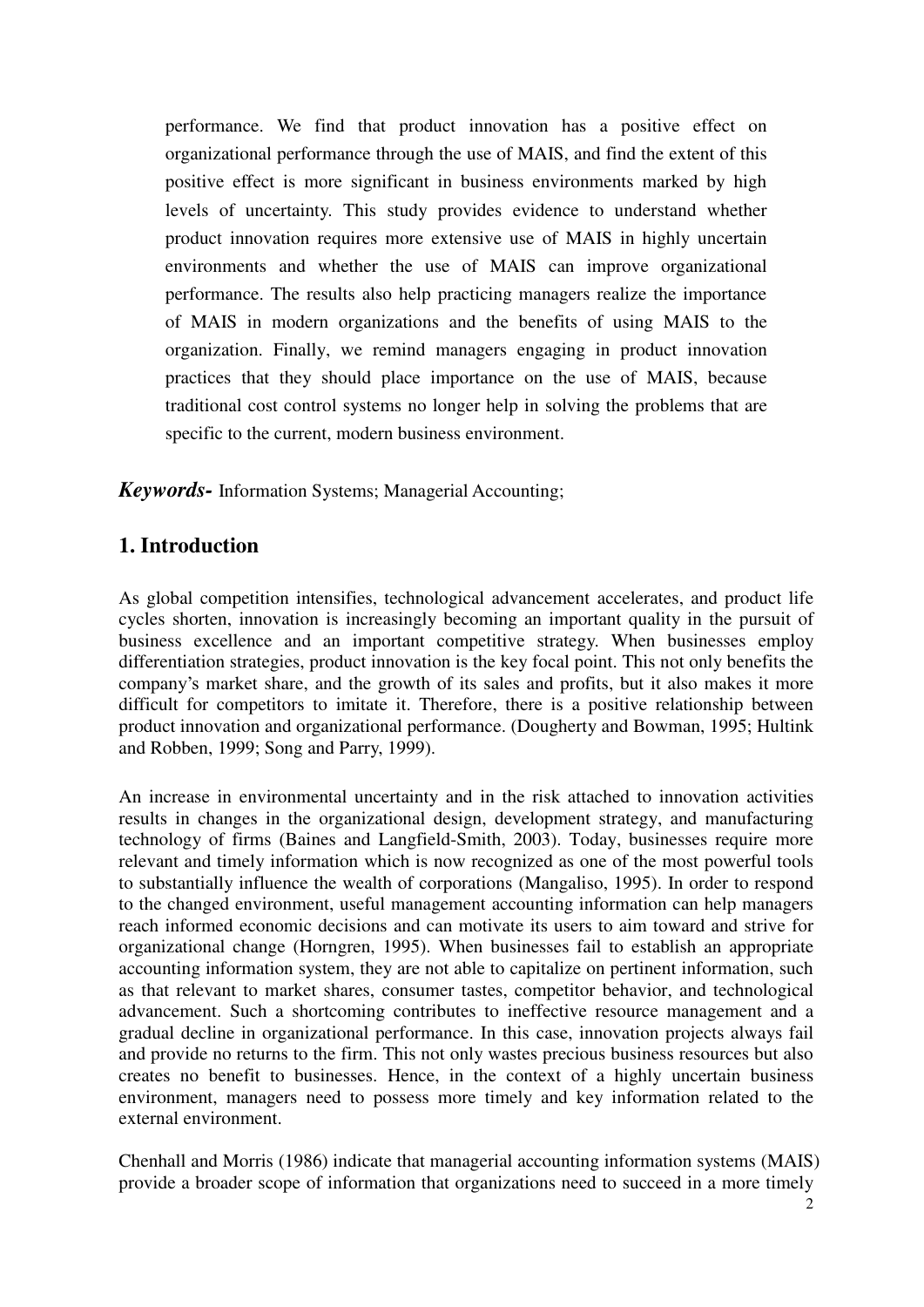performance. We find that product innovation has a positive effect on organizational performance through the use of MAIS, and find the extent of this positive effect is more significant in business environments marked by high levels of uncertainty. This study provides evidence to understand whether product innovation requires more extensive use of MAIS in highly uncertain environments and whether the use of MAIS can improve organizational performance. The results also help practicing managers realize the importance of MAIS in modern organizations and the benefits of using MAIS to the organization. Finally, we remind managers engaging in product innovation practices that they should place importance on the use of MAIS, because traditional cost control systems no longer help in solving the problems that are specific to the current, modern business environment.

***Keywords-*** Information Systems; Managerial Accounting;

## 1. Introduction

As global competition intensifies, technological advancement accelerates, and product life cycles shorten, innovation is increasingly becoming an important quality in the pursuit of business excellence and an important competitive strategy. When businesses employ differentiation strategies, product innovation is the key focal point. This not only benefits the company's market share, and the growth of its sales and profits, but it also makes it more difficult for competitors to imitate it. Therefore, there is a positive relationship between product innovation and organizational performance. (Dougherty and Bowman, 1995; Hultink and Robben, 1999; Song and Parry, 1999).

An increase in environmental uncertainty and in the risk attached to innovation activities results in changes in the organizational design, development strategy, and manufacturing technology of firms (Baines and Langfield-Smith, 2003). Today, businesses require more relevant and timely information which is now recognized as one of the most powerful tools to substantially influence the wealth of corporations (Mangaliso, 1995). In order to respond to the changed environment, useful management accounting information can help managers reach informed economic decisions and can motivate its users to aim toward and strive for organizational change (Horngren, 1995). When businesses fail to establish an appropriate accounting information system, they are not able to capitalize on pertinent information, such as that relevant to market shares, consumer tastes, competitor behavior, and technological advancement. Such a shortcoming contributes to ineffective resource management and a gradual decline in organizational performance. In this case, innovation projects always fail and provide no returns to the firm. This not only wastes precious business resources but also creates no benefit to businesses. Hence, in the context of a highly uncertain business environment, managers need to possess more timely and key information related to the external environment.

Chenhall and Morris (1986) indicate that managerial accounting information systems (MAIS) provide a broader scope of information that organizations need to succeed in a more timely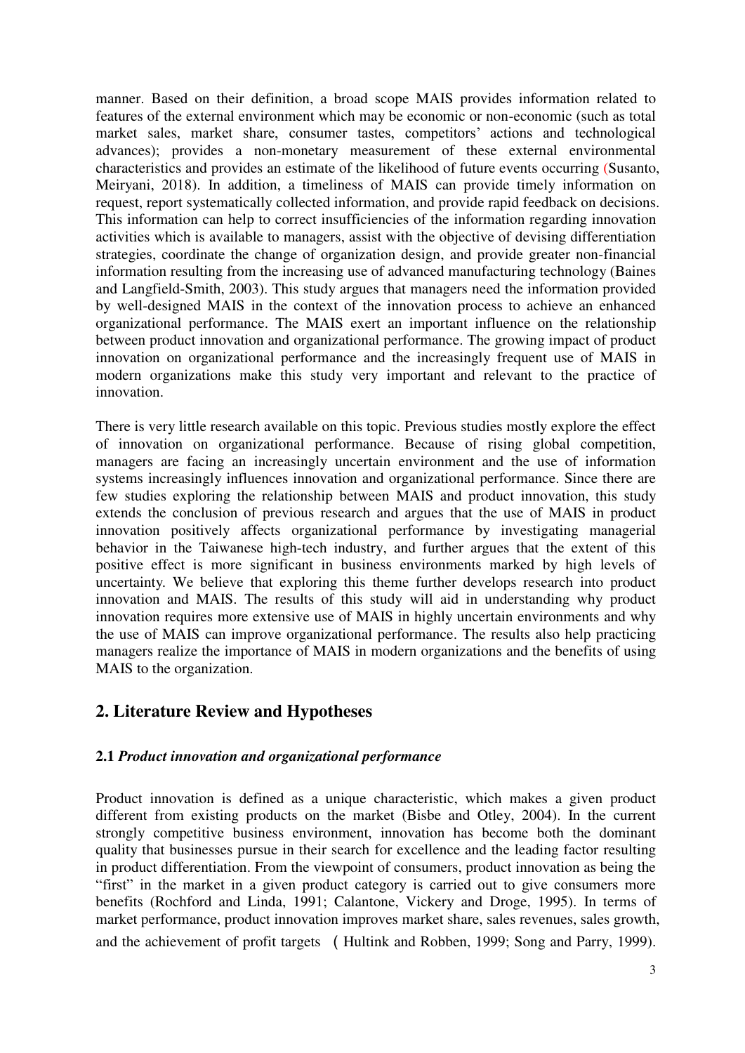manner. Based on their definition, a broad scope MAIS provides information related to features of the external environment which may be economic or non-economic (such as total market sales, market share, consumer tastes, competitors' actions and technological advances); provides a non-monetary measurement of these external environmental characteristics and provides an estimate of the likelihood of future events occurring (Susanto, Meiryani, 2018). In addition, a timeliness of MAIS can provide timely information on request, report systematically collected information, and provide rapid feedback on decisions. This information can help to correct insufficiencies of the information regarding innovation activities which is available to managers, assist with the objective of devising differentiation strategies, coordinate the change of organization design, and provide greater non-financial information resulting from the increasing use of advanced manufacturing technology (Baines and Langfield-Smith, 2003). This study argues that managers need the information provided by well-designed MAIS in the context of the innovation process to achieve an enhanced organizational performance. The MAIS exert an important influence on the relationship between product innovation and organizational performance. The growing impact of product innovation on organizational performance and the increasingly frequent use of MAIS in modern organizations make this study very important and relevant to the practice of innovation.

There is very little research available on this topic. Previous studies mostly explore the effect of innovation on organizational performance. Because of rising global competition, managers are facing an increasingly uncertain environment and the use of information systems increasingly influences innovation and organizational performance. Since there are few studies exploring the relationship between MAIS and product innovation, this study extends the conclusion of previous research and argues that the use of MAIS in product innovation positively affects organizational performance by investigating managerial behavior in the Taiwanese high-tech industry, and further argues that the extent of this positive effect is more significant in business environments marked by high levels of uncertainty. We believe that exploring this theme further develops research into product innovation and MAIS. The results of this study will aid in understanding why product innovation requires more extensive use of MAIS in highly uncertain environments and why the use of MAIS can improve organizational performance. The results also help practicing managers realize the importance of MAIS in modern organizations and the benefits of using MAIS to the organization.

## 2. Literature Review and Hypotheses

### 2.1 *Product innovation and organizational performance*

Product innovation is defined as a unique characteristic, which makes a given product different from existing products on the market (Bisbe and Otley, 2004). In the current strongly competitive business environment, innovation has become both the dominant quality that businesses pursue in their search for excellence and the leading factor resulting in product differentiation. From the viewpoint of consumers, product innovation as being the "first" in the market in a given product category is carried out to give consumers more benefits (Rochford and Linda, 1991; Calantone, Vickery and Droge, 1995). In terms of market performance, product innovation improves market share, sales revenues, sales growth, and the achievement of profit targets （Hultink and Robben, 1999; Song and Parry, 1999).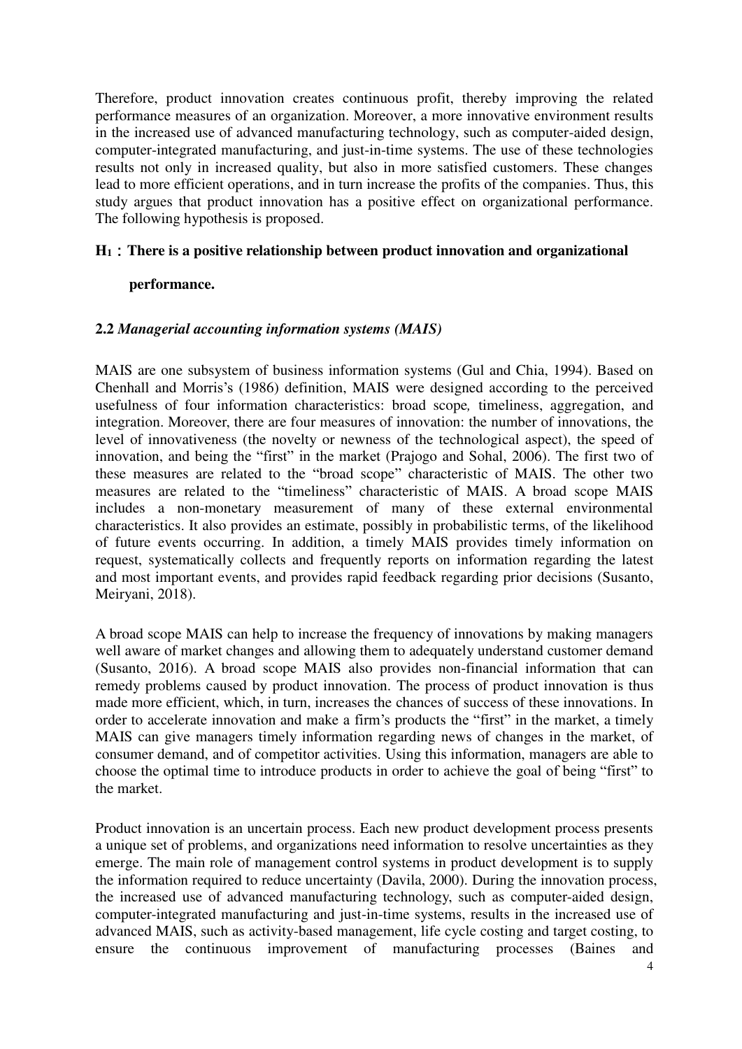Therefore, product innovation creates continuous profit, thereby improving the related performance measures of an organization. Moreover, a more innovative environment results in the increased use of advanced manufacturing technology, such as computer-aided design, computer-integrated manufacturing, and just-in-time systems. The use of these technologies results not only in increased quality, but also in more satisfied customers. These changes lead to more efficient operations, and in turn increase the profits of the companies. Thus, this study argues that product innovation has a positive effect on organizational performance. The following hypothesis is proposed.

**$H_1$：There is a positive relationship between product innovation and organizational performance.**

### 2.2 *Managerial accounting information systems (MAIS)*

MAIS are one subsystem of business information systems (Gul and Chia, 1994). Based on Chenhall and Morris's (1986) definition, MAIS were designed according to the perceived usefulness of four information characteristics: broad scope*,* timeliness, aggregation, and integration. Moreover, there are four measures of innovation: the number of innovations, the level of innovativeness (the novelty or newness of the technological aspect), the speed of innovation, and being the "first" in the market (Prajogo and Sohal, 2006). The first two of these measures are related to the "broad scope" characteristic of MAIS. The other two measures are related to the "timeliness" characteristic of MAIS. A broad scope MAIS includes a non-monetary measurement of many of these external environmental characteristics. It also provides an estimate, possibly in probabilistic terms, of the likelihood of future events occurring. In addition, a timely MAIS provides timely information on request, systematically collects and frequently reports on information regarding the latest and most important events, and provides rapid feedback regarding prior decisions (Susanto, Meiryani, 2018).

A broad scope MAIS can help to increase the frequency of innovations by making managers well aware of market changes and allowing them to adequately understand customer demand (Susanto, 2016). A broad scope MAIS also provides non-financial information that can remedy problems caused by product innovation. The process of product innovation is thus made more efficient, which, in turn, increases the chances of success of these innovations. In order to accelerate innovation and make a firm's products the "first" in the market, a timely MAIS can give managers timely information regarding news of changes in the market, of consumer demand, and of competitor activities. Using this information, managers are able to choose the optimal time to introduce products in order to achieve the goal of being "first" to the market.

Product innovation is an uncertain process. Each new product development process presents a unique set of problems, and organizations need information to resolve uncertainties as they emerge. The main role of management control systems in product development is to supply the information required to reduce uncertainty (Davila, 2000). During the innovation process, the increased use of advanced manufacturing technology, such as computer-aided design, computer-integrated manufacturing and just-in-time systems, results in the increased use of advanced MAIS, such as activity-based management, life cycle costing and target costing, to ensure the continuous improvement of manufacturing processes (Baines and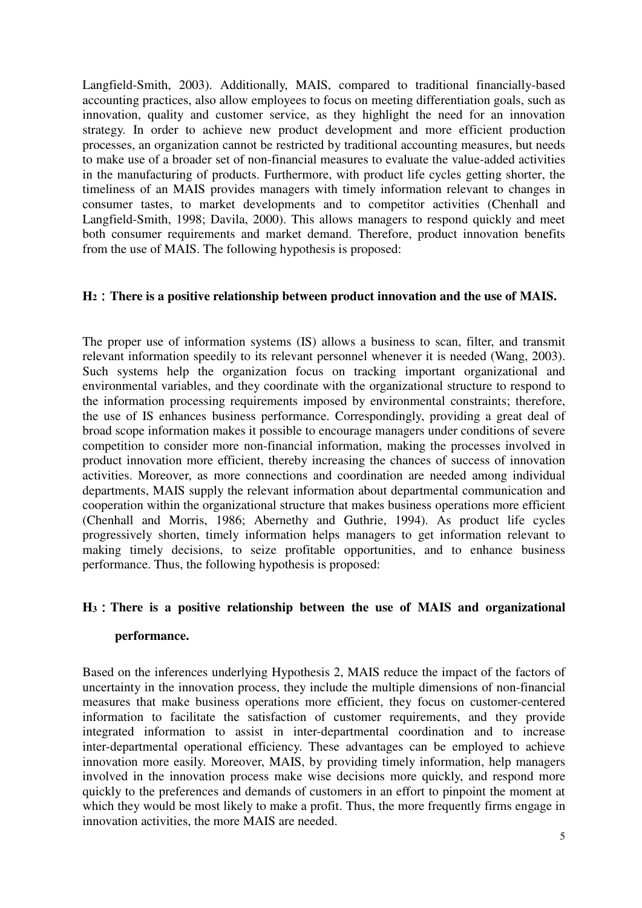Langfield-Smith, 2003). Additionally, MAIS, compared to traditional financially-based accounting practices, also allow employees to focus on meeting differentiation goals, such as innovation, quality and customer service, as they highlight the need for an innovation strategy. In order to achieve new product development and more efficient production processes, an organization cannot be restricted by traditional accounting measures, but needs to make use of a broader set of non-financial measures to evaluate the value-added activities in the manufacturing of products. Furthermore, with product life cycles getting shorter, the timeliness of an MAIS provides managers with timely information relevant to changes in consumer tastes, to market developments and to competitor activities (Chenhall and Langfield-Smith, 1998; Davila, 2000). This allows managers to respond quickly and meet both consumer requirements and market demand. Therefore, product innovation benefits from the use of MAIS. The following hypothesis is proposed:

**$H_2$：There is a positive relationship between product innovation and the use of MAIS.**

The proper use of information systems (IS) allows a business to scan, filter, and transmit relevant information speedily to its relevant personnel whenever it is needed (Wang, 2003). Such systems help the organization focus on tracking important organizational and environmental variables, and they coordinate with the organizational structure to respond to the information processing requirements imposed by environmental constraints; therefore, the use of IS enhances business performance. Correspondingly, providing a great deal of broad scope information makes it possible to encourage managers under conditions of severe competition to consider more non-financial information, making the processes involved in product innovation more efficient, thereby increasing the chances of success of innovation activities. Moreover, as more connections and coordination are needed among individual departments, MAIS supply the relevant information about departmental communication and cooperation within the organizational structure that makes business operations more efficient (Chenhall and Morris, 1986; Abernethy and Guthrie, 1994). As product life cycles progressively shorten, timely information helps managers to get information relevant to making timely decisions, to seize profitable opportunities, and to enhance business performance. Thus, the following hypothesis is proposed:

**$H_3$：There is a positive relationship between the use of MAIS and organizational performance.**

Based on the inferences underlying Hypothesis 2, MAIS reduce the impact of the factors of uncertainty in the innovation process, they include the multiple dimensions of non-financial measures that make business operations more efficient, they focus on customer-centered information to facilitate the satisfaction of customer requirements, and they provide integrated information to assist in inter-departmental coordination and to increase inter-departmental operational efficiency. These advantages can be employed to achieve innovation more easily. Moreover, MAIS, by providing timely information, help managers involved in the innovation process make wise decisions more quickly, and respond more quickly to the preferences and demands of customers in an effort to pinpoint the moment at which they would be most likely to make a profit. Thus, the more frequently firms engage in innovation activities, the more MAIS are needed.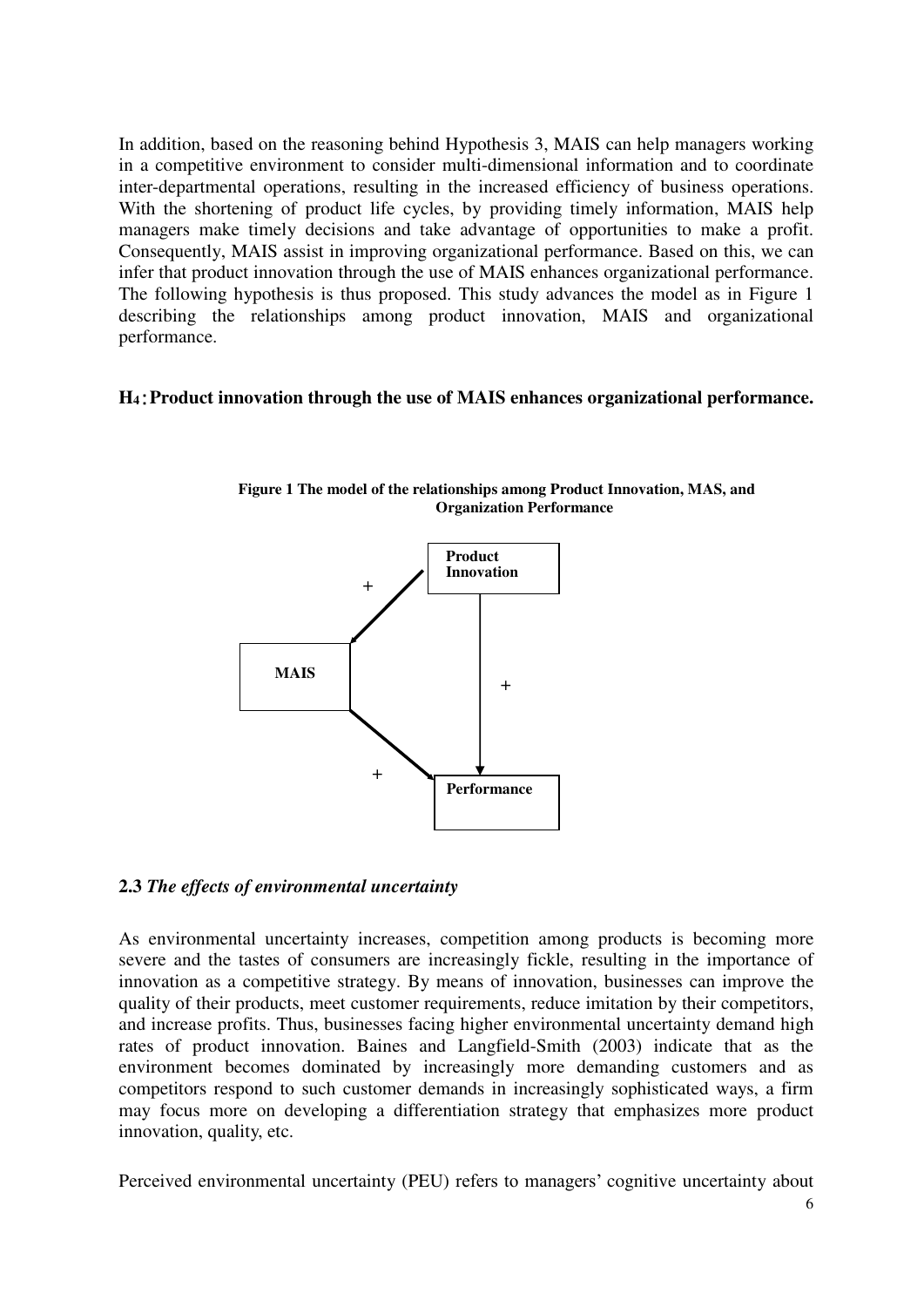In addition, based on the reasoning behind Hypothesis 3, MAIS can help managers working in a competitive environment to consider multi-dimensional information and to coordinate inter-departmental operations, resulting in the increased efficiency of business operations. With the shortening of product life cycles, by providing timely information, MAIS help managers make timely decisions and take advantage of opportunities to make a profit. Consequently, MAIS assist in improving organizational performance. Based on this, we can infer that product innovation through the use of MAIS enhances organizational performance. The following hypothesis is thus proposed. This study advances the model as in Figure 1 describing the relationships among product innovation, MAIS and organizational performance.

**$H_4$：Product innovation through the use of MAIS enhances organizational performance.**

**Figure 1 The model of the relationships among Product Innovation, MAS, and Organization Performance**

Product Innovation → (+) MAIS
Product Innovation → (+) Performance
MAIS → (+) Performance

### 2.3 *The effects of environmental uncertainty*

As environmental uncertainty increases, competition among products is becoming more severe and the tastes of consumers are increasingly fickle, resulting in the importance of innovation as a competitive strategy. By means of innovation, businesses can improve the quality of their products, meet customer requirements, reduce imitation by their competitors, and increase profits. Thus, businesses facing higher environmental uncertainty demand high rates of product innovation. Baines and Langfield-Smith (2003) indicate that as the environment becomes dominated by increasingly more demanding customers and as competitors respond to such customer demands in increasingly sophisticated ways, a firm may focus more on developing a differentiation strategy that emphasizes more product innovation, quality, etc.

Perceived environmental uncertainty (PEU) refers to managers' cognitive uncertainty about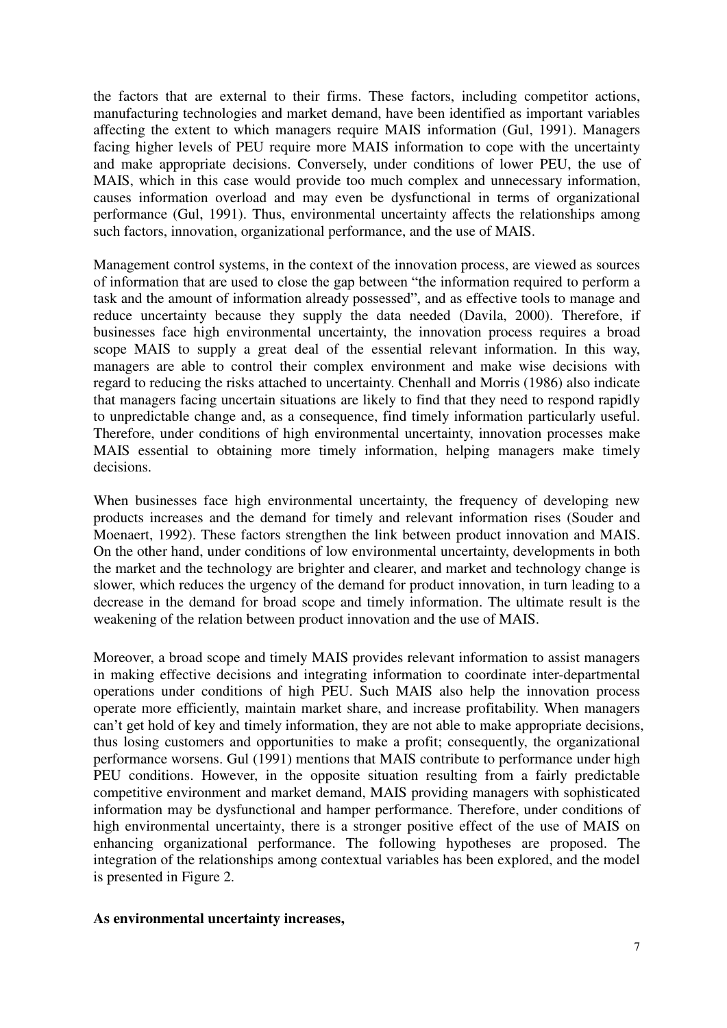the factors that are external to their firms. These factors, including competitor actions, manufacturing technologies and market demand, have been identified as important variables affecting the extent to which managers require MAIS information (Gul, 1991). Managers facing higher levels of PEU require more MAIS information to cope with the uncertainty and make appropriate decisions. Conversely, under conditions of lower PEU, the use of MAIS, which in this case would provide too much complex and unnecessary information, causes information overload and may even be dysfunctional in terms of organizational performance (Gul, 1991). Thus, environmental uncertainty affects the relationships among such factors, innovation, organizational performance, and the use of MAIS.

Management control systems, in the context of the innovation process, are viewed as sources of information that are used to close the gap between "the information required to perform a task and the amount of information already possessed", and as effective tools to manage and reduce uncertainty because they supply the data needed (Davila, 2000). Therefore, if businesses face high environmental uncertainty, the innovation process requires a broad scope MAIS to supply a great deal of the essential relevant information. In this way, managers are able to control their complex environment and make wise decisions with regard to reducing the risks attached to uncertainty. Chenhall and Morris (1986) also indicate that managers facing uncertain situations are likely to find that they need to respond rapidly to unpredictable change and, as a consequence, find timely information particularly useful. Therefore, under conditions of high environmental uncertainty, innovation processes make MAIS essential to obtaining more timely information, helping managers make timely decisions.

When businesses face high environmental uncertainty, the frequency of developing new products increases and the demand for timely and relevant information rises (Souder and Moenaert, 1992). These factors strengthen the link between product innovation and MAIS. On the other hand, under conditions of low environmental uncertainty, developments in both the market and the technology are brighter and clearer, and market and technology change is slower, which reduces the urgency of the demand for product innovation, in turn leading to a decrease in the demand for broad scope and timely information. The ultimate result is the weakening of the relation between product innovation and the use of MAIS.

Moreover, a broad scope and timely MAIS provides relevant information to assist managers in making effective decisions and integrating information to coordinate inter-departmental operations under conditions of high PEU. Such MAIS also help the innovation process operate more efficiently, maintain market share, and increase profitability. When managers can't get hold of key and timely information, they are not able to make appropriate decisions, thus losing customers and opportunities to make a profit; consequently, the organizational performance worsens. Gul (1991) mentions that MAIS contribute to performance under high PEU conditions. However, in the opposite situation resulting from a fairly predictable competitive environment and market demand, MAIS providing managers with sophisticated information may be dysfunctional and hamper performance. Therefore, under conditions of high environmental uncertainty, there is a stronger positive effect of the use of MAIS on enhancing organizational performance. The following hypotheses are proposed. The integration of the relationships among contextual variables has been explored, and the model is presented in Figure 2.

**As environmental uncertainty increases,**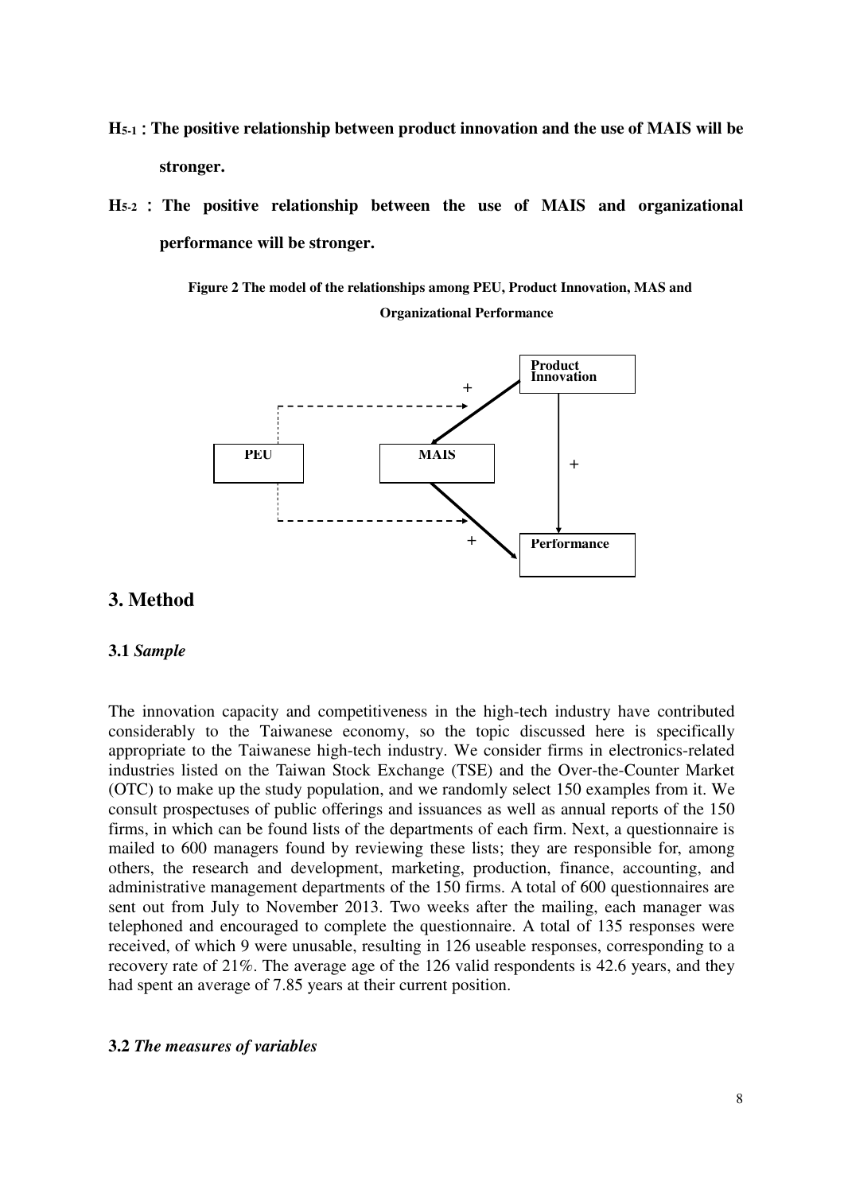**$H_{5\text{-}1}$ : The positive relationship between product innovation and the use of MAIS will be stronger.**

**$H_{5\text{-}2}$ : The positive relationship between the use of MAIS and organizational performance will be stronger.**

**Figure 2 The model of the relationships among PEU, Product Innovation, MAS and Organizational Performance**

# 3. Method

### 3.1 *Sample*

The innovation capacity and competitiveness in the high-tech industry have contributed considerably to the Taiwanese economy, so the topic discussed here is specifically appropriate to the Taiwanese high-tech industry. We consider firms in electronics-related industries listed on the Taiwan Stock Exchange (TSE) and the Over-the-Counter Market (OTC) to make up the study population, and we randomly select 150 examples from it. We consult prospectuses of public offerings and issuances as well as annual reports of the 150 firms, in which can be found lists of the departments of each firm. Next, a questionnaire is mailed to 600 managers found by reviewing these lists; they are responsible for, among others, the research and development, marketing, production, finance, accounting, and administrative management departments of the 150 firms. A total of 600 questionnaires are sent out from July to November 2013. Two weeks after the mailing, each manager was telephoned and encouraged to complete the questionnaire. A total of 135 responses were received, of which 9 were unusable, resulting in 126 useable responses, corresponding to a recovery rate of 21%. The average age of the 126 valid respondents is 42.6 years, and they had spent an average of 7.85 years at their current position.

### 3.2 *The measures of variables*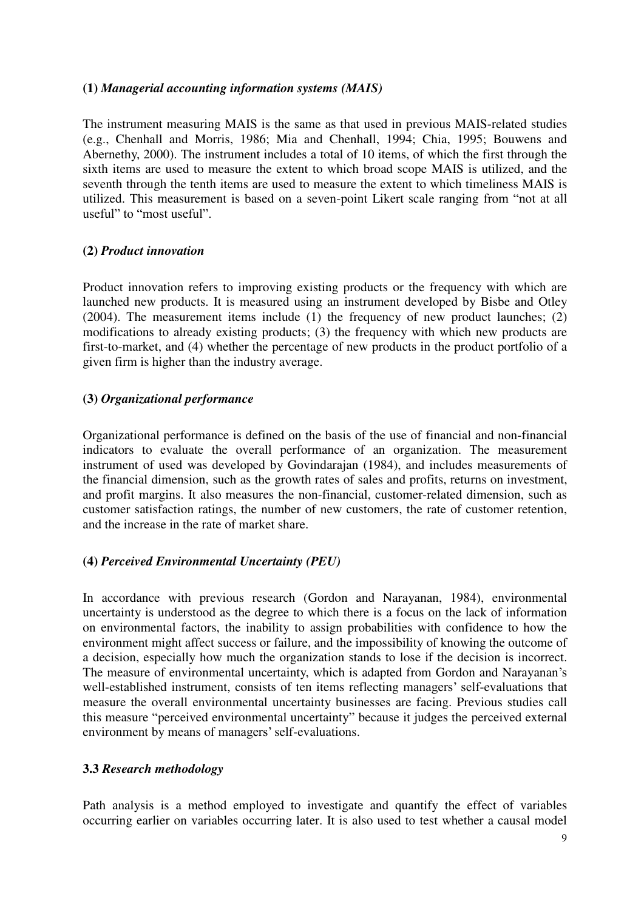**(1)** ***Managerial accounting information systems (MAIS)***

The instrument measuring MAIS is the same as that used in previous MAIS-related studies (e.g., Chenhall and Morris, 1986; Mia and Chenhall, 1994; Chia, 1995; Bouwens and Abernethy, 2000). The instrument includes a total of 10 items, of which the first through the sixth items are used to measure the extent to which broad scope MAIS is utilized, and the seventh through the tenth items are used to measure the extent to which timeliness MAIS is utilized. This measurement is based on a seven-point Likert scale ranging from "not at all useful" to "most useful".

**(2)** ***Product innovation***

Product innovation refers to improving existing products or the frequency with which are launched new products. It is measured using an instrument developed by Bisbe and Otley (2004). The measurement items include (1) the frequency of new product launches; (2) modifications to already existing products; (3) the frequency with which new products are first-to-market, and (4) whether the percentage of new products in the product portfolio of a given firm is higher than the industry average.

**(3)** ***Organizational performance***

Organizational performance is defined on the basis of the use of financial and non-financial indicators to evaluate the overall performance of an organization. The measurement instrument of used was developed by Govindarajan (1984), and includes measurements of the financial dimension, such as the growth rates of sales and profits, returns on investment, and profit margins. It also measures the non-financial, customer-related dimension, such as customer satisfaction ratings, the number of new customers, the rate of customer retention, and the increase in the rate of market share.

**(4)** ***Perceived Environmental Uncertainty (PEU)***

In accordance with previous research (Gordon and Narayanan, 1984), environmental uncertainty is understood as the degree to which there is a focus on the lack of information on environmental factors, the inability to assign probabilities with confidence to how the environment might affect success or failure, and the impossibility of knowing the outcome of a decision, especially how much the organization stands to lose if the decision is incorrect. The measure of environmental uncertainty, which is adapted from Gordon and Narayanan's well-established instrument, consists of ten items reflecting managers' self-evaluations that measure the overall environmental uncertainty businesses are facing. Previous studies call this measure "perceived environmental uncertainty" because it judges the perceived external environment by means of managers' self-evaluations.

### 3.3 *Research methodology*

Path analysis is a method employed to investigate and quantify the effect of variables occurring earlier on variables occurring later. It is also used to test whether a causal model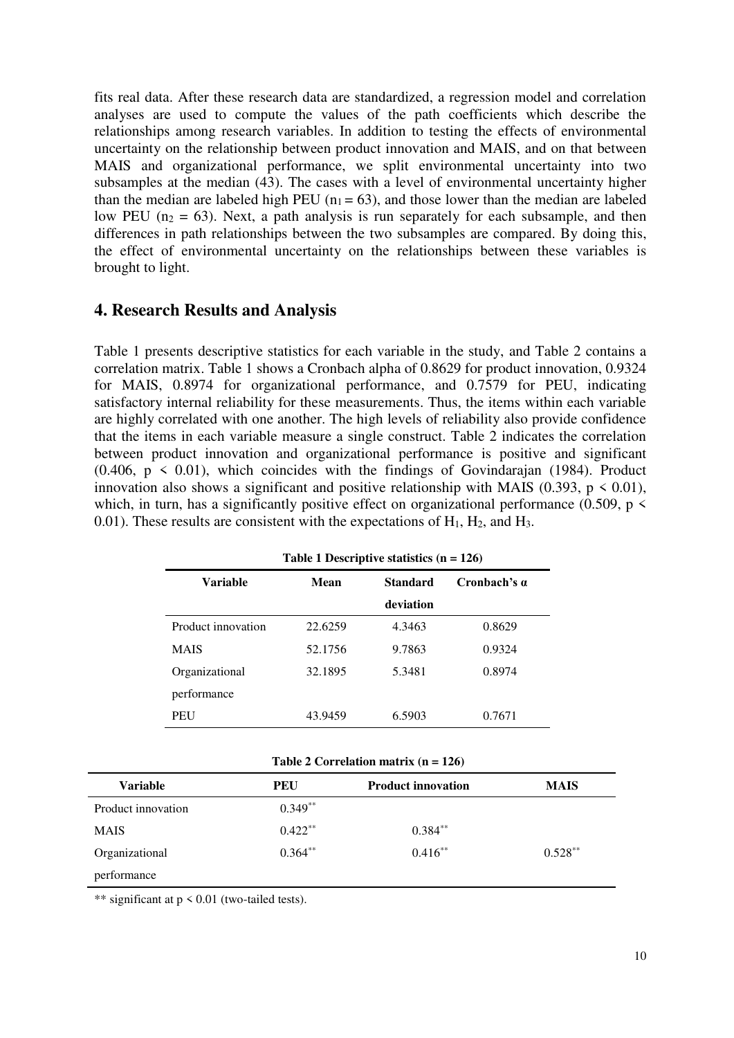fits real data. After these research data are standardized, a regression model and correlation analyses are used to compute the values of the path coefficients which describe the relationships among research variables. In addition to testing the effects of environmental uncertainty on the relationship between product innovation and MAIS, and on that between MAIS and organizational performance, we split environmental uncertainty into two subsamples at the median (43). The cases with a level of environmental uncertainty higher than the median are labeled high PEU ($n_1 = 63$), and those lower than the median are labeled low PEU ($n_2 = 63$). Next, a path analysis is run separately for each subsample, and then differences in path relationships between the two subsamples are compared. By doing this, the effect of environmental uncertainty on the relationships between these variables is brought to light.

## 4. Research Results and Analysis

Table 1 presents descriptive statistics for each variable in the study, and Table 2 contains a correlation matrix. Table 1 shows a Cronbach alpha of 0.8629 for product innovation, 0.9324 for MAIS, 0.8974 for organizational performance, and 0.7579 for PEU, indicating satisfactory internal reliability for these measurements. Thus, the items within each variable are highly correlated with one another. The high levels of reliability also provide confidence that the items in each variable measure a single construct. Table 2 indicates the correlation between product innovation and organizational performance is positive and significant (0.406, $p < 0.01$), which coincides with the findings of Govindarajan (1984). Product innovation also shows a significant and positive relationship with MAIS (0.393, $p < 0.01$), which, in turn, has a significantly positive effect on organizational performance (0.509, $p < 0.01$). These results are consistent with the expectations of $H_1$, $H_2$, and $H_3$.

**Table 1 Descriptive statistics (n = 126)**

| Variable | Mean | Standard deviation | Cronbach's α |
|---|---|---|---|
| Product innovation | 22.6259 | 4.3463 | 0.8629 |
| MAIS | 52.1756 | 9.7863 | 0.9324 |
| Organizational performance | 32.1895 | 5.3481 | 0.8974 |
| PEU | 43.9459 | 6.5903 | 0.7671 |

**Table 2 Correlation matrix (n = 126)**

| Variable | PEU | Product innovation | MAIS |
|---|---|---|---|
| Product innovation | 0.349** | | |
| MAIS | 0.422** | 0.384** | |
| Organizational performance | 0.364** | 0.416** | 0.528** |

** significant at $p < 0.01$ (two-tailed tests).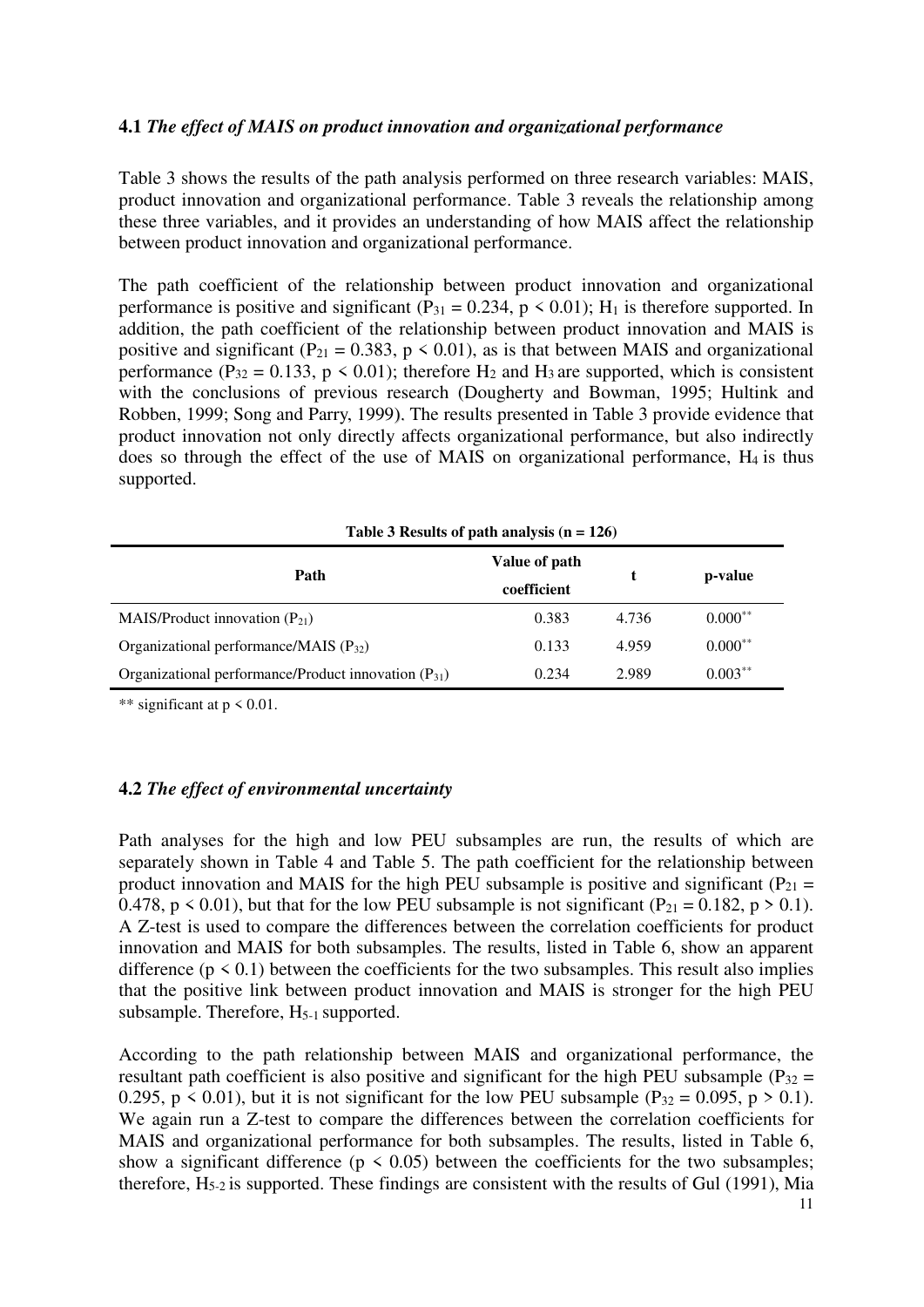### 4.1 *The effect of MAIS on product innovation and organizational performance*

Table 3 shows the results of the path analysis performed on three research variables: MAIS, product innovation and organizational performance. Table 3 reveals the relationship among these three variables, and it provides an understanding of how MAIS affect the relationship between product innovation and organizational performance.

The path coefficient of the relationship between product innovation and organizational performance is positive and significant ($P_{31} = 0.234$, $p < 0.01$); $H_1$ is therefore supported. In addition, the path coefficient of the relationship between product innovation and MAIS is positive and significant ($P_{21} = 0.383$, $p < 0.01$), as is that between MAIS and organizational performance ($P_{32} = 0.133$, $p < 0.01$); therefore $H_2$ and $H_3$ are supported, which is consistent with the conclusions of previous research (Dougherty and Bowman, 1995; Hultink and Robben, 1999; Song and Parry, 1999). The results presented in Table 3 provide evidence that product innovation not only directly affects organizational performance, but also indirectly does so through the effect of the use of MAIS on organizational performance, $H_4$ is thus supported.

**Table 3 Results of path analysis (n = 126)**

| Path | Value of path coefficient | t | p-value |
|---|---|---|---|
| MAIS/Product innovation ($P_{21}$) | 0.383 | 4.736 | $0.000^{**}$ |
| Organizational performance/MAIS ($P_{32}$) | 0.133 | 4.959 | $0.000^{**}$ |
| Organizational performance/Product innovation ($P_{31}$) | 0.234 | 2.989 | $0.003^{**}$ |

** significant at $p < 0.01$.

### 4.2 *The effect of environmental uncertainty*

Path analyses for the high and low PEU subsamples are run, the results of which are separately shown in Table 4 and Table 5. The path coefficient for the relationship between product innovation and MAIS for the high PEU subsample is positive and significant ($P_{21} = 0.478$, $p < 0.01$), but that for the low PEU subsample is not significant ($P_{21} = 0.182$, $p > 0.1$). A Z-test is used to compare the differences between the correlation coefficients for product innovation and MAIS for both subsamples. The results, listed in Table 6, show an apparent difference ($p < 0.1$) between the coefficients for the two subsamples. This result also implies that the positive link between product innovation and MAIS is stronger for the high PEU subsample. Therefore, $H_{5\text{-}1}$ supported.

According to the path relationship between MAIS and organizational performance, the resultant path coefficient is also positive and significant for the high PEU subsample ($P_{32} = 0.295$, $p < 0.01$), but it is not significant for the low PEU subsample ($P_{32} = 0.095$, $p > 0.1$). We again run a Z-test to compare the differences between the correlation coefficients for MAIS and organizational performance for both subsamples. The results, listed in Table 6, show a significant difference ($p < 0.05$) between the coefficients for the two subsamples; therefore, $H_{5\text{-}2}$ is supported. These findings are consistent with the results of Gul (1991), Mia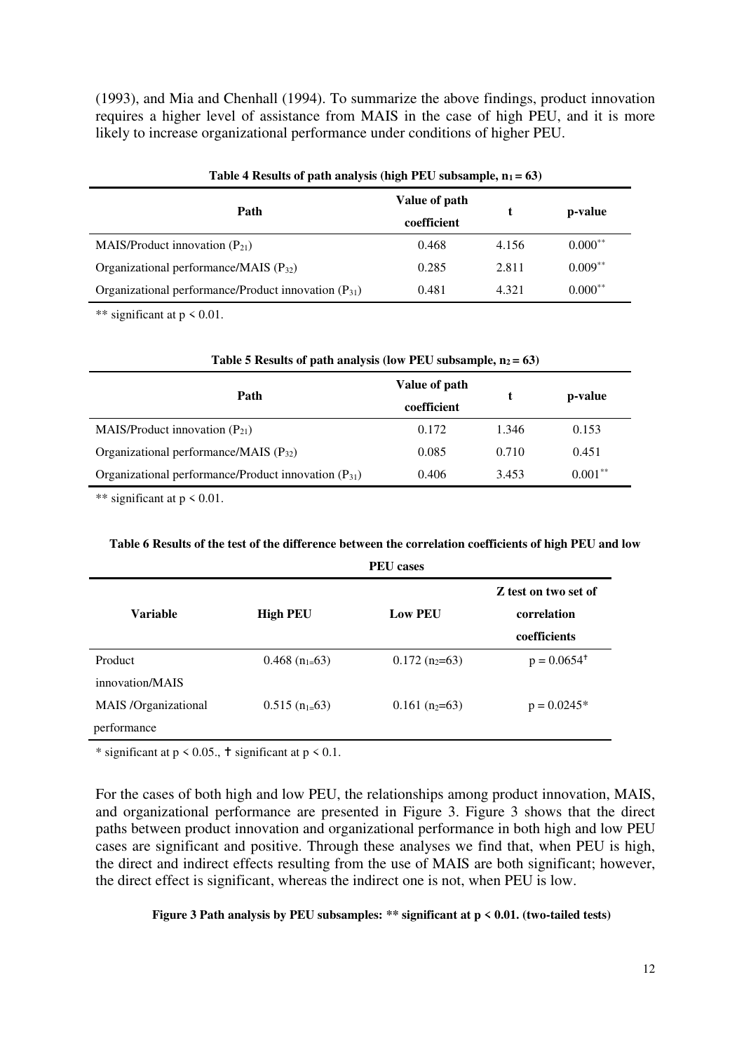(1993), and Mia and Chenhall (1994). To summarize the above findings, product innovation requires a higher level of assistance from MAIS in the case of high PEU, and it is more likely to increase organizational performance under conditions of higher PEU.

**Table 4 Results of path analysis (high PEU subsample, $n_1 = 63$)**

| Path | Value of path coefficient | t | p-value |
|---|---|---|---|
| MAIS/Product innovation ($P_{21}$) | 0.468 | 4.156 | $0.000^{**}$ |
| Organizational performance/MAIS ($P_{32}$) | 0.285 | 2.811 | $0.009^{**}$ |
| Organizational performance/Product innovation ($P_{31}$) | 0.481 | 4.321 | $0.000^{**}$ |

** significant at $p < 0.01$.

**Table 5 Results of path analysis (low PEU subsample, $n_2 = 63$)**

| Path | Value of path coefficient | t | p-value |
|---|---|---|---|
| MAIS/Product innovation ($P_{21}$) | 0.172 | 1.346 | 0.153 |
| Organizational performance/MAIS ($P_{32}$) | 0.085 | 0.710 | 0.451 |
| Organizational performance/Product innovation ($P_{31}$) | 0.406 | 3.453 | $0.001^{**}$ |

** significant at $p < 0.01$.

**Table 6 Results of the test of the difference between the correlation coefficients of high PEU and low PEU cases**

| Variable | High PEU | Low PEU | Z test on two set of correlation coefficients |
|---|---|---|---|
| Product innovation/MAIS | 0.468 ($n_1$=63) | 0.172 ($n_2$=63) | $p = 0.0654^{\dagger}$ |
| MAIS /Organizational performance | 0.515 ($n_1$=63) | 0.161 ($n_2$=63) | $p = 0.0245^{*}$ |

* significant at $p < 0.05$., † significant at $p < 0.1$.

For the cases of both high and low PEU, the relationships among product innovation, MAIS, and organizational performance are presented in Figure 3. Figure 3 shows that the direct paths between product innovation and organizational performance in both high and low PEU cases are significant and positive. Through these analyses we find that, when PEU is high, the direct and indirect effects resulting from the use of MAIS are both significant; however, the direct effect is significant, whereas the indirect one is not, when PEU is low.

**Figure 3 Path analysis by PEU subsamples: ** significant at $p < 0.01$. (two-tailed tests)**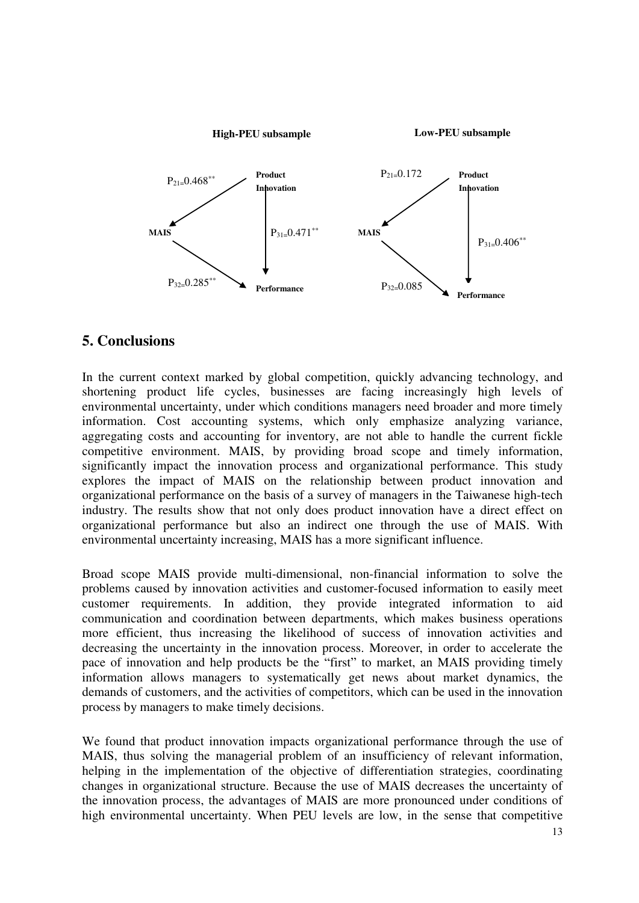**High-PEU subsample**

Product Innovation → MAIS: $P_{21}=0.468^{**}$

Product Innovation → Performance: $P_{31}=0.471^{**}$

MAIS → Performance: $P_{32}=0.285^{**}$

**Low-PEU subsample**

Product Innovation → MAIS: $P_{21}=0.172$

Product Innovation → Performance: $P_{31}=0.406^{**}$

MAIS → Performance: $P_{32}=0.085$

## 5. Conclusions

In the current context marked by global competition, quickly advancing technology, and shortening product life cycles, businesses are facing increasingly high levels of environmental uncertainty, under which conditions managers need broader and more timely information. Cost accounting systems, which only emphasize analyzing variance, aggregating costs and accounting for inventory, are not able to handle the current fickle competitive environment. MAIS, by providing broad scope and timely information, significantly impact the innovation process and organizational performance. This study explores the impact of MAIS on the relationship between product innovation and organizational performance on the basis of a survey of managers in the Taiwanese high-tech industry. The results show that not only does product innovation have a direct effect on organizational performance but also an indirect one through the use of MAIS. With environmental uncertainty increasing, MAIS has a more significant influence.

Broad scope MAIS provide multi-dimensional, non-financial information to solve the problems caused by innovation activities and customer-focused information to easily meet customer requirements. In addition, they provide integrated information to aid communication and coordination between departments, which makes business operations more efficient, thus increasing the likelihood of success of innovation activities and decreasing the uncertainty in the innovation process. Moreover, in order to accelerate the pace of innovation and help products be the "first" to market, an MAIS providing timely information allows managers to systematically get news about market dynamics, the demands of customers, and the activities of competitors, which can be used in the innovation process by managers to make timely decisions.

We found that product innovation impacts organizational performance through the use of MAIS, thus solving the managerial problem of an insufficiency of relevant information, helping in the implementation of the objective of differentiation strategies, coordinating changes in organizational structure. Because the use of MAIS decreases the uncertainty of the innovation process, the advantages of MAIS are more pronounced under conditions of high environmental uncertainty. When PEU levels are low, in the sense that competitive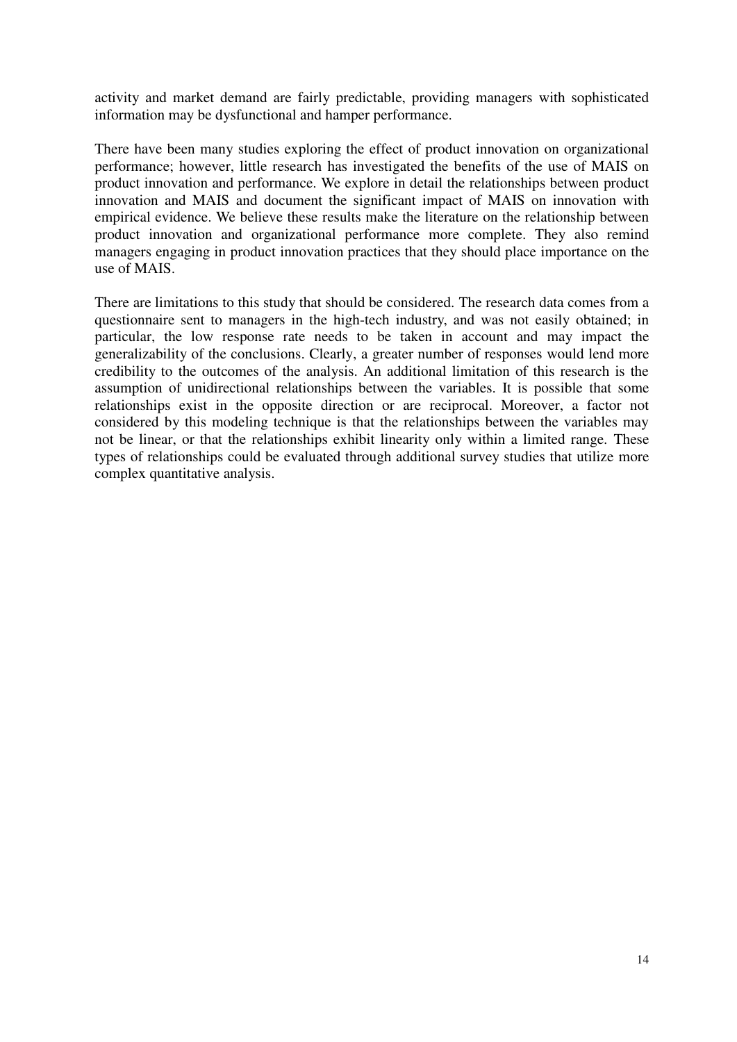activity and market demand are fairly predictable, providing managers with sophisticated information may be dysfunctional and hamper performance.

There have been many studies exploring the effect of product innovation on organizational performance; however, little research has investigated the benefits of the use of MAIS on product innovation and performance. We explore in detail the relationships between product innovation and MAIS and document the significant impact of MAIS on innovation with empirical evidence. We believe these results make the literature on the relationship between product innovation and organizational performance more complete. They also remind managers engaging in product innovation practices that they should place importance on the use of MAIS.

There are limitations to this study that should be considered. The research data comes from a questionnaire sent to managers in the high-tech industry, and was not easily obtained; in particular, the low response rate needs to be taken in account and may impact the generalizability of the conclusions. Clearly, a greater number of responses would lend more credibility to the outcomes of the analysis. An additional limitation of this research is the assumption of unidirectional relationships between the variables. It is possible that some relationships exist in the opposite direction or are reciprocal. Moreover, a factor not considered by this modeling technique is that the relationships between the variables may not be linear, or that the relationships exhibit linearity only within a limited range. These types of relationships could be evaluated through additional survey studies that utilize more complex quantitative analysis.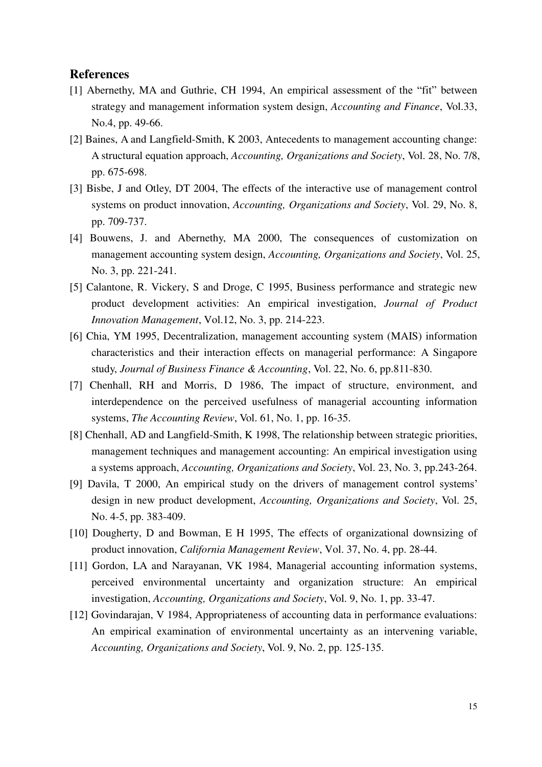## References

[1] Abernethy, MA and Guthrie, CH 1994, An empirical assessment of the "fit" between strategy and management information system design, *Accounting and Finance*, Vol.33, No.4, pp. 49-66.

[2] Baines, A and Langfield-Smith, K 2003, Antecedents to management accounting change: A structural equation approach, *Accounting, Organizations and Society*, Vol. 28, No. 7/8, pp. 675-698.

[3] Bisbe, J and Otley, DT 2004, The effects of the interactive use of management control systems on product innovation, *Accounting, Organizations and Society*, Vol. 29, No. 8, pp. 709-737.

[4] Bouwens, J. and Abernethy, MA 2000, The consequences of customization on management accounting system design, *Accounting, Organizations and Society*, Vol. 25, No. 3, pp. 221-241.

[5] Calantone, R. Vickery, S and Droge, C 1995, Business performance and strategic new product development activities: An empirical investigation, *Journal of Product Innovation Management*, Vol.12, No. 3, pp. 214-223.

[6] Chia, YM 1995, Decentralization, management accounting system (MAIS) information characteristics and their interaction effects on managerial performance: A Singapore study, *Journal of Business Finance & Accounting*, Vol. 22, No. 6, pp.811-830.

[7] Chenhall, RH and Morris, D 1986, The impact of structure, environment, and interdependence on the perceived usefulness of managerial accounting information systems, *The Accounting Review*, Vol. 61, No. 1, pp. 16-35.

[8] Chenhall, AD and Langfield-Smith, K 1998, The relationship between strategic priorities, management techniques and management accounting: An empirical investigation using a systems approach, *Accounting, Organizations and Society*, Vol. 23, No. 3, pp.243-264.

[9] Davila, T 2000, An empirical study on the drivers of management control systems' design in new product development, *Accounting, Organizations and Society*, Vol. 25, No. 4-5, pp. 383-409.

[10] Dougherty, D and Bowman, E H 1995, The effects of organizational downsizing of product innovation, *California Management Review*, Vol. 37, No. 4, pp. 28-44.

[11] Gordon, LA and Narayanan, VK 1984, Managerial accounting information systems, perceived environmental uncertainty and organization structure: An empirical investigation, *Accounting, Organizations and Society*, Vol. 9, No. 1, pp. 33-47.

[12] Govindarajan, V 1984, Appropriateness of accounting data in performance evaluations: An empirical examination of environmental uncertainty as an intervening variable, *Accounting, Organizations and Society*, Vol. 9, No. 2, pp. 125-135.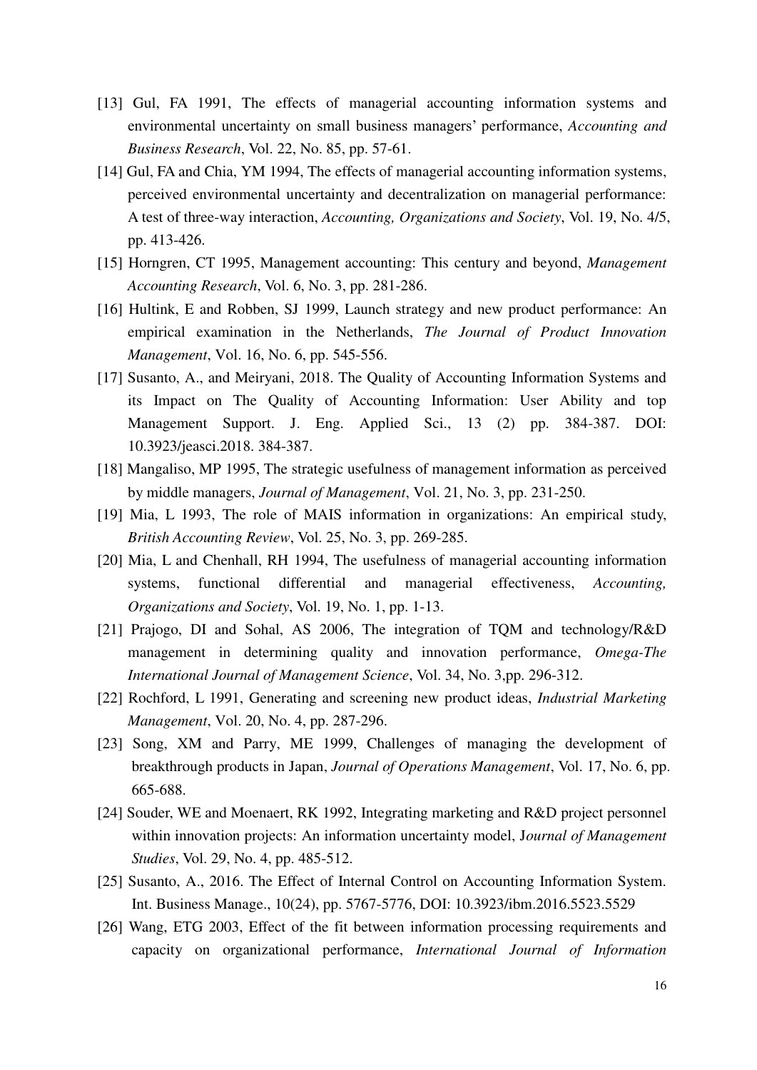[13] Gul, FA 1991, The effects of managerial accounting information systems and environmental uncertainty on small business managers' performance, *Accounting and Business Research*, Vol. 22, No. 85, pp. 57-61.

[14] Gul, FA and Chia, YM 1994, The effects of managerial accounting information systems, perceived environmental uncertainty and decentralization on managerial performance: A test of three-way interaction, *Accounting, Organizations and Society*, Vol. 19, No. 4/5, pp. 413-426.

[15] Horngren, CT 1995, Management accounting: This century and beyond, *Management Accounting Research*, Vol. 6, No. 3, pp. 281-286.

[16] Hultink, E and Robben, SJ 1999, Launch strategy and new product performance: An empirical examination in the Netherlands, *The Journal of Product Innovation Management*, Vol. 16, No. 6, pp. 545-556.

[17] Susanto, A., and Meiryani, 2018. The Quality of Accounting Information Systems and its Impact on The Quality of Accounting Information: User Ability and top Management Support. J. Eng. Applied Sci., 13 (2) pp. 384-387. DOI: 10.3923/jeasci.2018. 384-387.

[18] Mangaliso, MP 1995, The strategic usefulness of management information as perceived by middle managers, *Journal of Management*, Vol. 21, No. 3, pp. 231-250.

[19] Mia, L 1993, The role of MAIS information in organizations: An empirical study, *British Accounting Review*, Vol. 25, No. 3, pp. 269-285.

[20] Mia, L and Chenhall, RH 1994, The usefulness of managerial accounting information systems, functional differential and managerial effectiveness, *Accounting, Organizations and Society*, Vol. 19, No. 1, pp. 1-13.

[21] Prajogo, DI and Sohal, AS 2006, The integration of TQM and technology/R&D management in determining quality and innovation performance, *Omega-The International Journal of Management Science*, Vol. 34, No. 3,pp. 296-312.

[22] Rochford, L 1991, Generating and screening new product ideas, *Industrial Marketing Management*, Vol. 20, No. 4, pp. 287-296.

[23] Song, XM and Parry, ME 1999, Challenges of managing the development of breakthrough products in Japan, *Journal of Operations Management*, Vol. 17, No. 6, pp. 665-688.

[24] Souder, WE and Moenaert, RK 1992, Integrating marketing and R&D project personnel within innovation projects: An information uncertainty model, J*ournal of Management Studies*, Vol. 29, No. 4, pp. 485-512.

[25] Susanto, A., 2016. The Effect of Internal Control on Accounting Information System. Int. Business Manage., 10(24), pp. 5767-5776, DOI: 10.3923/ibm.2016.5523.5529

[26] Wang, ETG 2003, Effect of the fit between information processing requirements and capacity on organizational performance, *International Journal of Information*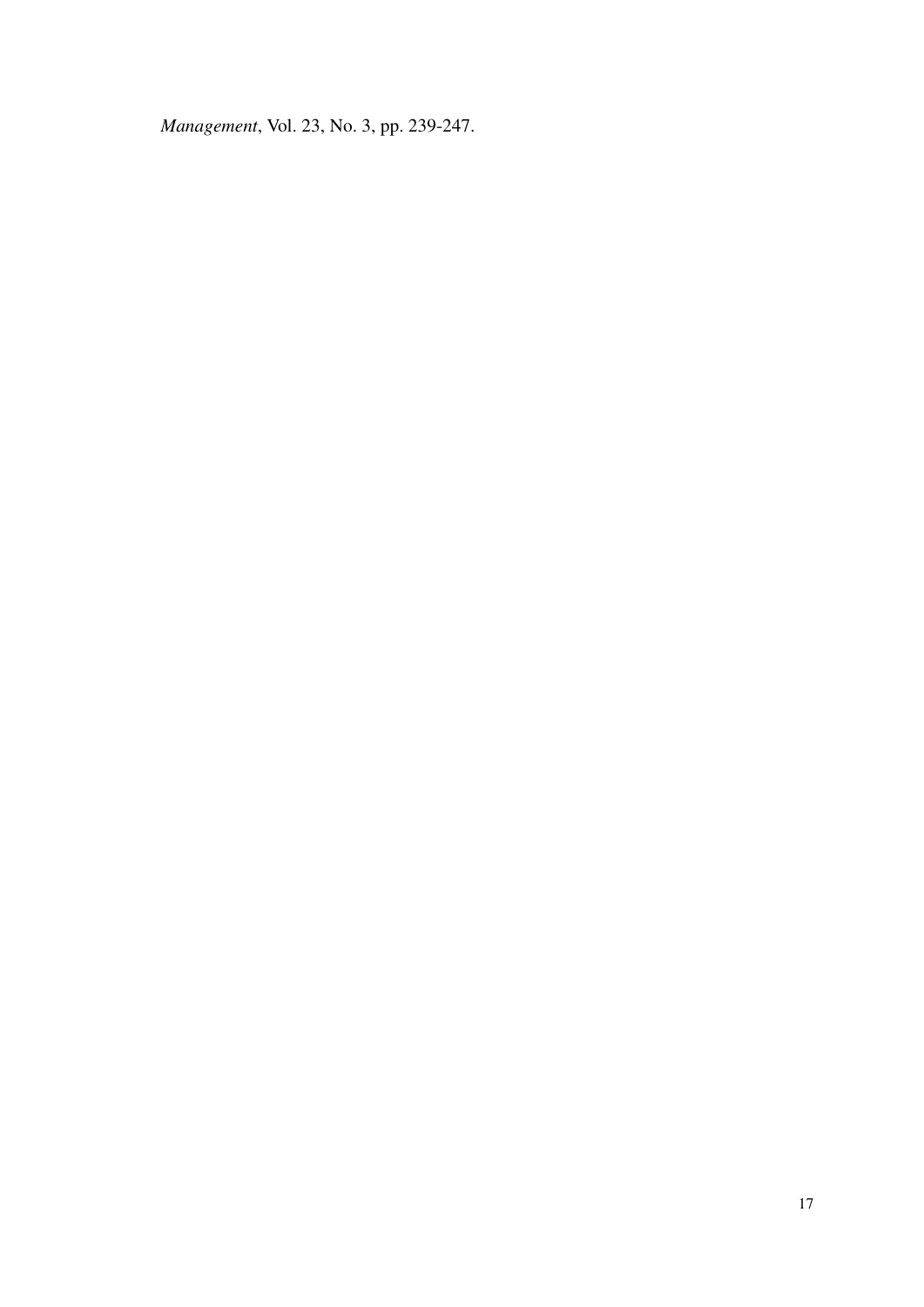*Management*, Vol. 23, No. 3, pp. 239-247.